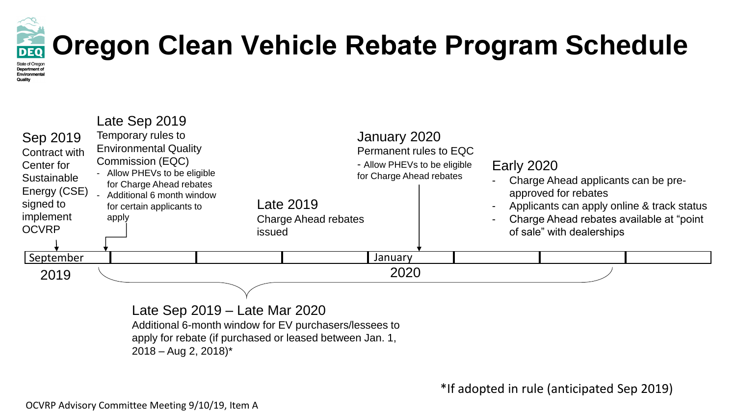# Oregon Clean Vehicle Rebate Program Schedule

State of Oregon Department of Environmental Quality

**Sep 2019**
Contract with Center for Sustainable Energy (CSE) signed to implement OCVRP

**Late Sep 2019**
Temporary rules to Environmental Quality Commission (EQC)
- Allow PHEVs to be eligible for Charge Ahead rebates
- Additional 6 month window for certain applicants to apply

**Late 2019**
Charge Ahead rebates issued

**January 2020**
Permanent rules to EQC
- Allow PHEVs to be eligible for Charge Ahead rebates

**Early 2020**
- Charge Ahead applicants can be pre-approved for rebates
- Applicants can apply online & track status
- Charge Ahead rebates available at "point of sale" with dealerships

September 2019 | January 2020

**Late Sep 2019 – Late Mar 2020**
Additional 6-month window for EV purchasers/lessees to apply for rebate (if purchased or leased between Jan. 1, 2018 – Aug 2, 2018)*

*If adopted in rule (anticipated Sep 2019)

OCVRP Advisory Committee Meeting 9/10/19, Item A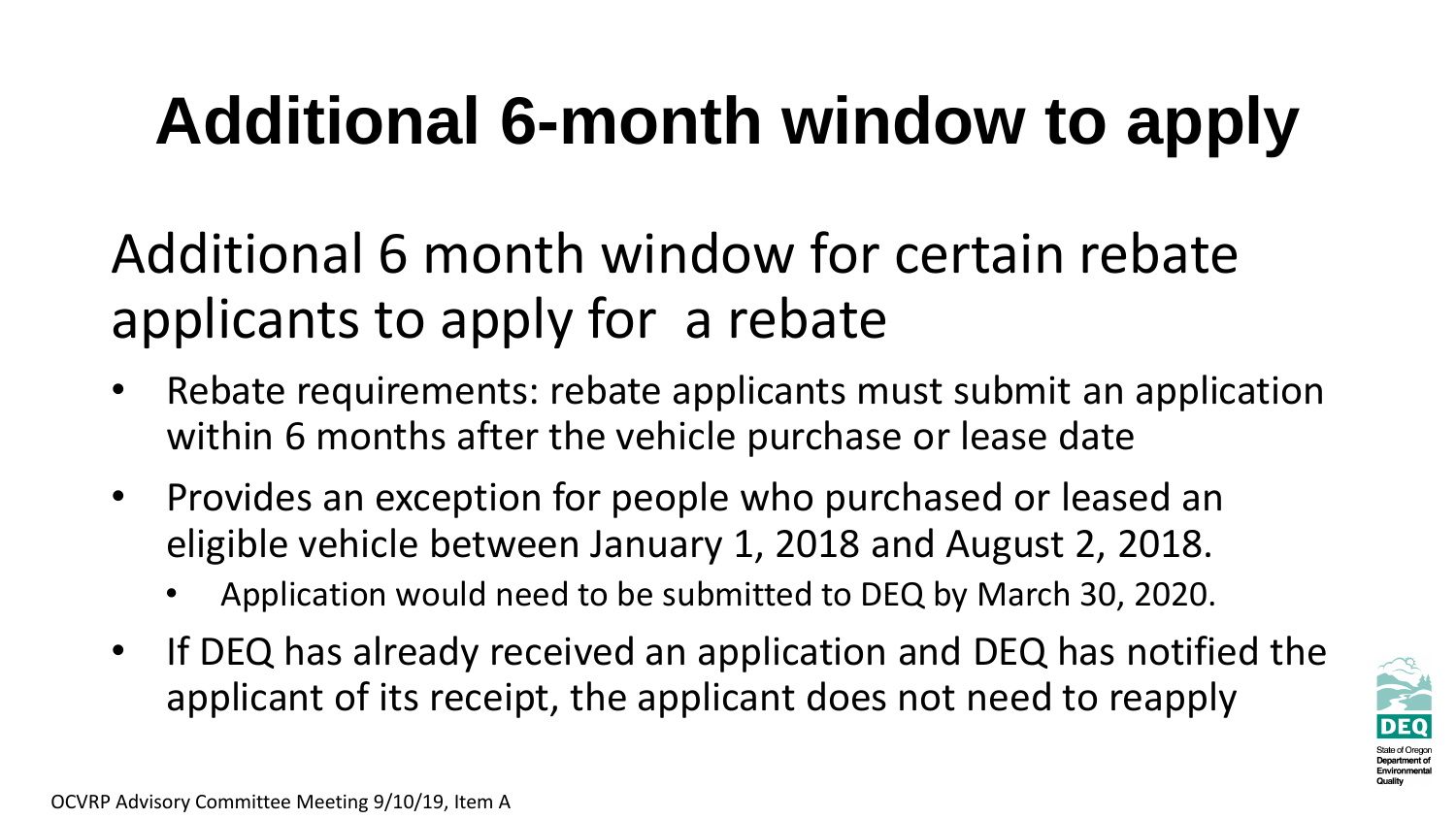# Additional 6-month window to apply

## Additional 6 month window for certain rebate applicants to apply for a rebate

- Rebate requirements: rebate applicants must submit an application within 6 months after the vehicle purchase or lease date
- Provides an exception for people who purchased or leased an eligible vehicle between January 1, 2018 and August 2, 2018.
  - Application would need to be submitted to DEQ by March 30, 2020.
- If DEQ has already received an application and DEQ has notified the applicant of its receipt, the applicant does not need to reapply

DEQ State of Oregon Department of Environmental Quality

OCVRP Advisory Committee Meeting 9/10/19, Item A